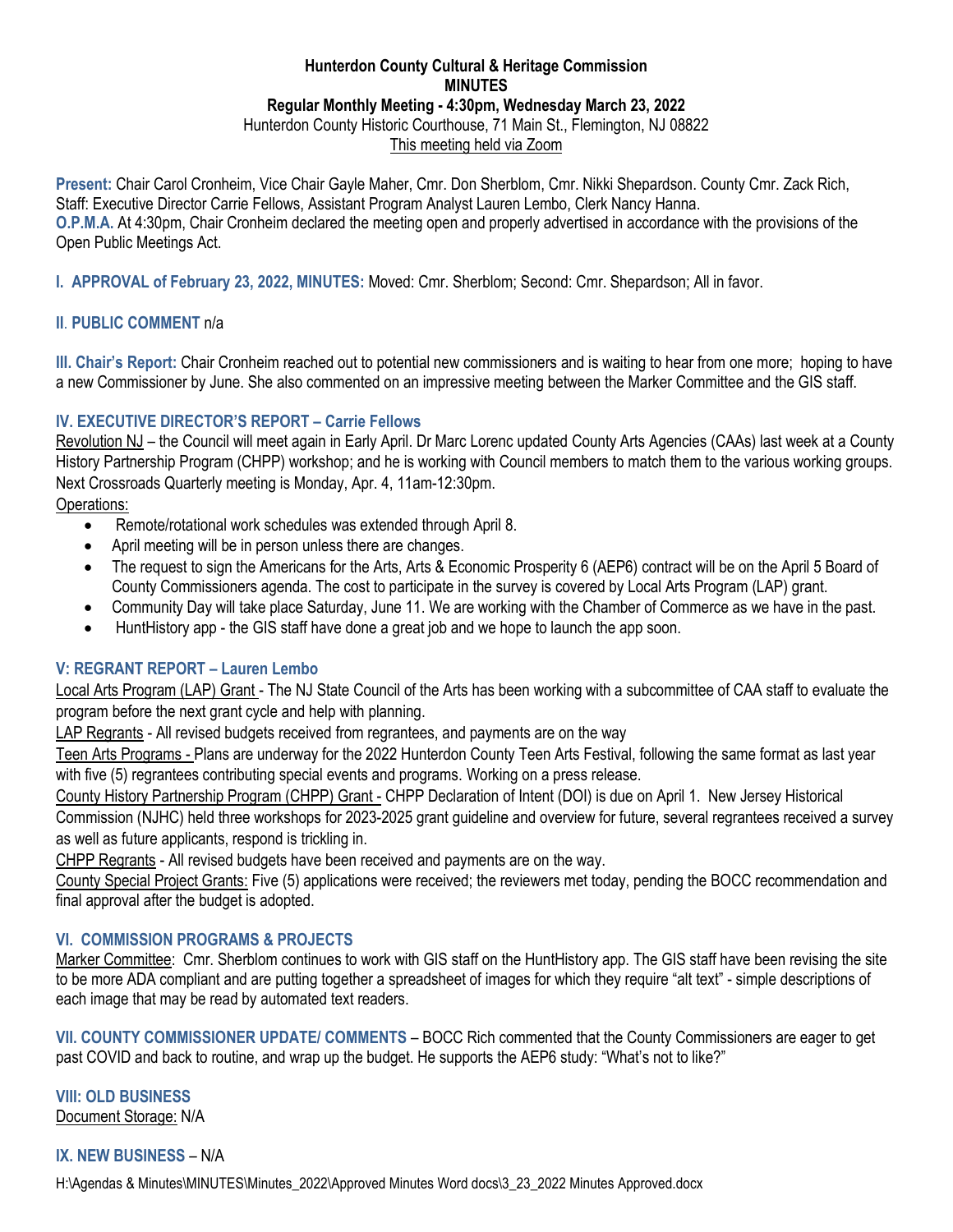# Hunterdon County Cultural & Heritage Commission

## MINUTES

### Regular Monthly Meeting - 4:30pm, Wednesday March 23, 2022

Hunterdon County Historic Courthouse, 71 Main St., Flemington, NJ 08822

This meeting held via Zoom

**Present:** Chair Carol Cronheim, Vice Chair Gayle Maher, Cmr. Don Sherblom, Cmr. Nikki Shepardson. County Cmr. Zack Rich, Staff: Executive Director Carrie Fellows, Assistant Program Analyst Lauren Lembo, Clerk Nancy Hanna.

**O.P.M.A.** At 4:30pm, Chair Cronheim declared the meeting open and properly advertised in accordance with the provisions of the Open Public Meetings Act.

**I. APPROVAL of February 23, 2022, MINUTES:** Moved: Cmr. Sherblom; Second: Cmr. Shepardson; All in favor.

**II. PUBLIC COMMENT** n/a

**III. Chair's Report:** Chair Cronheim reached out to potential new commissioners and is waiting to hear from one more; hoping to have a new Commissioner by June. She also commented on an impressive meeting between the Marker Committee and the GIS staff.

**IV. EXECUTIVE DIRECTOR'S REPORT – Carrie Fellows**

Revolution NJ – the Council will meet again in Early April. Dr Marc Lorenc updated County Arts Agencies (CAAs) last week at a County History Partnership Program (CHPP) workshop; and he is working with Council members to match them to the various working groups. Next Crossroads Quarterly meeting is Monday, Apr. 4, 11am-12:30pm.

Operations:

- Remote/rotational work schedules was extended through April 8.
- April meeting will be in person unless there are changes.
- The request to sign the Americans for the Arts, Arts & Economic Prosperity 6 (AEP6) contract will be on the April 5 Board of County Commissioners agenda. The cost to participate in the survey is covered by Local Arts Program (LAP) grant.
- Community Day will take place Saturday, June 11. We are working with the Chamber of Commerce as we have in the past.
- HuntHistory app - the GIS staff have done a great job and we hope to launch the app soon.

**V: REGRANT REPORT – Lauren Lembo**

Local Arts Program (LAP) Grant - The NJ State Council of the Arts has been working with a subcommittee of CAA staff to evaluate the program before the next grant cycle and help with planning.

LAP Regrants - All revised budgets received from regrantees, and payments are on the way

Teen Arts Programs - Plans are underway for the 2022 Hunterdon County Teen Arts Festival, following the same format as last year with five (5) regrantees contributing special events and programs. Working on a press release.

County History Partnership Program (CHPP) Grant - CHPP Declaration of Intent (DOI) is due on April 1. New Jersey Historical Commission (NJHC) held three workshops for 2023-2025 grant guideline and overview for future, several regrantees received a survey as well as future applicants, respond is trickling in.

CHPP Regrants - All revised budgets have been received and payments are on the way.

County Special Project Grants: Five (5) applications were received; the reviewers met today, pending the BOCC recommendation and final approval after the budget is adopted.

**VI. COMMISSION PROGRAMS & PROJECTS**

Marker Committee: Cmr. Sherblom continues to work with GIS staff on the HuntHistory app. The GIS staff have been revising the site to be more ADA compliant and are putting together a spreadsheet of images for which they require "alt text" - simple descriptions of each image that may be read by automated text readers.

**VII. COUNTY COMMISSIONER UPDATE/ COMMENTS** – BOCC Rich commented that the County Commissioners are eager to get past COVID and back to routine, and wrap up the budget. He supports the AEP6 study: "What's not to like?"

**VIII: OLD BUSINESS**

Document Storage: N/A

**IX. NEW BUSINESS** – N/A

H:\Agendas & Minutes\MINUTES\Minutes_2022\Approved Minutes Word docs\3_23_2022 Minutes Approved.docx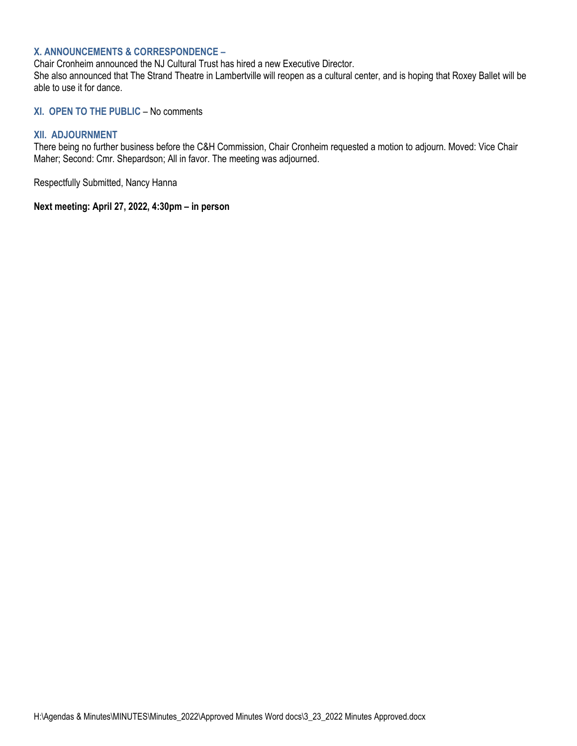### X. ANNOUNCEMENTS & CORRESPONDENCE –

Chair Cronheim announced the NJ Cultural Trust has hired a new Executive Director.
She also announced that The Strand Theatre in Lambertville will reopen as a cultural center, and is hoping that Roxey Ballet will be able to use it for dance.

### XI. OPEN TO THE PUBLIC – No comments

### XII. ADJOURNMENT

There being no further business before the C&H Commission, Chair Cronheim requested a motion to adjourn. Moved: Vice Chair Maher; Second: Cmr. Shepardson; All in favor. The meeting was adjourned.

Respectfully Submitted, Nancy Hanna

**Next meeting: April 27, 2022, 4:30pm – in person**

H:\Agendas & Minutes\MINUTES\Minutes_2022\Approved Minutes Word docs\3_23_2022 Minutes Approved.docx